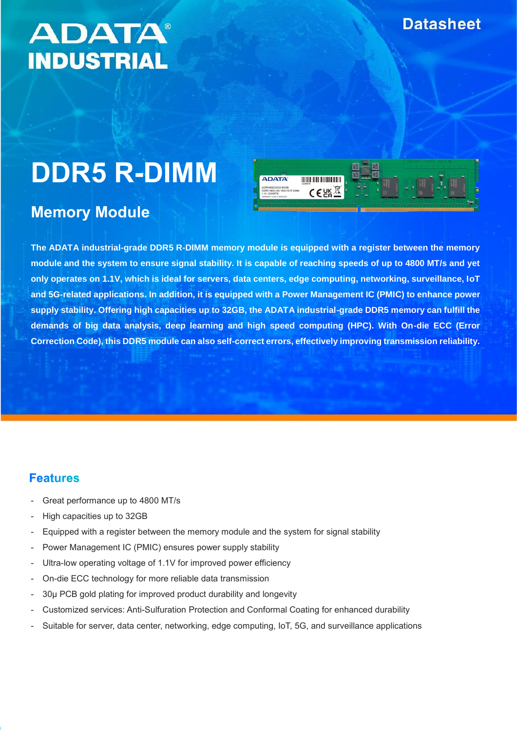ADATA® INDUSTRIAL

Datasheet

# DDR5 R-DIMM

## Memory Module

**The ADATA industrial-grade DDR5 R-DIMM memory module is equipped with a register between the memory module and the system to ensure signal stability. It is capable of reaching speeds of up to 4800 MT/s and yet only operates on 1.1V, which is ideal for servers, data centers, edge computing, networking, surveillance, IoT and 5G-related applications. In addition, it is equipped with a Power Management IC (PMIC) to enhance power supply stability. Offering high capacities up to 32GB, the ADATA industrial-grade DDR5 memory can fulfill the demands of big data analysis, deep learning and high speed computing (HPC). With On-die ECC (Error Correction Code), this DDR5 module can also self-correct errors, effectively improving transmission reliability.**

## Features

- Great performance up to 4800 MT/s
- High capacities up to 32GB
- Equipped with a register between the memory module and the system for signal stability
- Power Management IC (PMIC) ensures power supply stability
- Ultra-low operating voltage of 1.1V for improved power efficiency
- On-die ECC technology for more reliable data transmission
- 30μ PCB gold plating for improved product durability and longevity
- Customized services: Anti-Sulfuration Protection and Conformal Coating for enhanced durability
- Suitable for server, data center, networking, edge computing, IoT, 5G, and surveillance applications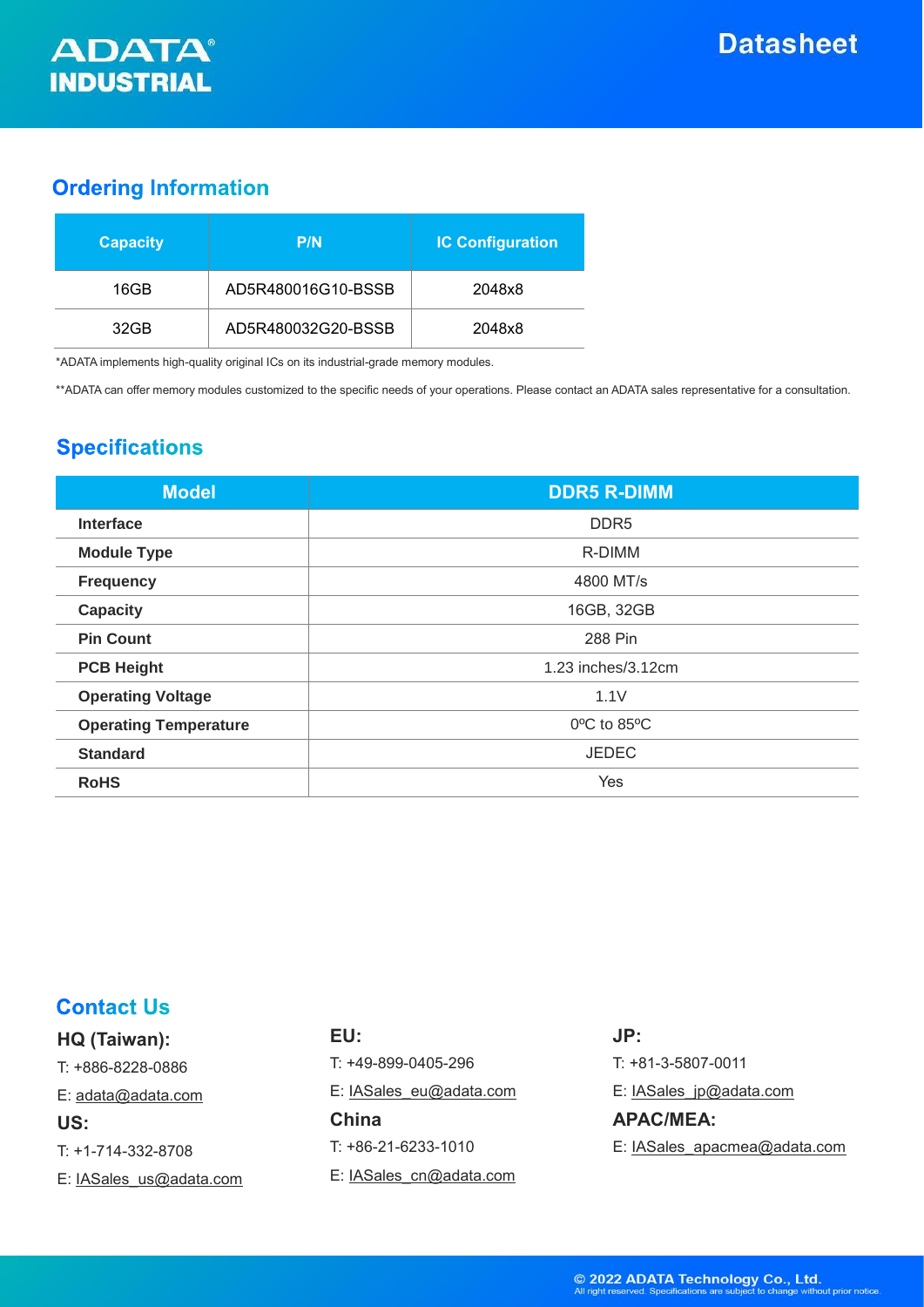## Ordering Information

| Capacity | P/N | IC Configuration |
|---|---|---|
| 16GB | AD5R480016G10-BSSB | 2048x8 |
| 32GB | AD5R480032G20-BSSB | 2048x8 |

*ADATA implements high-quality original ICs on its industrial-grade memory modules.

**ADATA can offer memory modules customized to the specific needs of your operations. Please contact an ADATA sales representative for a consultation.

## Specifications

| Model | DDR5 R-DIMM |
|---|---|
| **Interface** | DDR5 |
| **Module Type** | R-DIMM |
| **Frequency** | 4800 MT/s |
| **Capacity** | 16GB, 32GB |
| **Pin Count** | 288 Pin |
| **PCB Height** | 1.23 inches/3.12cm |
| **Operating Voltage** | 1.1V |
| **Operating Temperature** | 0ºC to 85ºC |
| **Standard** | JEDEC |
| **RoHS** | Yes |

## Contact Us

**HQ (Taiwan):**

T: +886-8228-0886

E: adata@adata.com

**US:**

T: +1-714-332-8708

E: IASales_us@adata.com

**EU:**

T: +49-899-0405-296

E: IASales_eu@adata.com

**China**

T: +86-21-6233-1010

E: IASales_cn@adata.com

**JP:**

T: +81-3-5807-0011

E: IASales_jp@adata.com

**APAC/MEA:**

E: IASales_apacmea@adata.com

© 2022 ADATA Technology Co., Ltd.
All right reserved. Specifications are subject to change without prior notice.